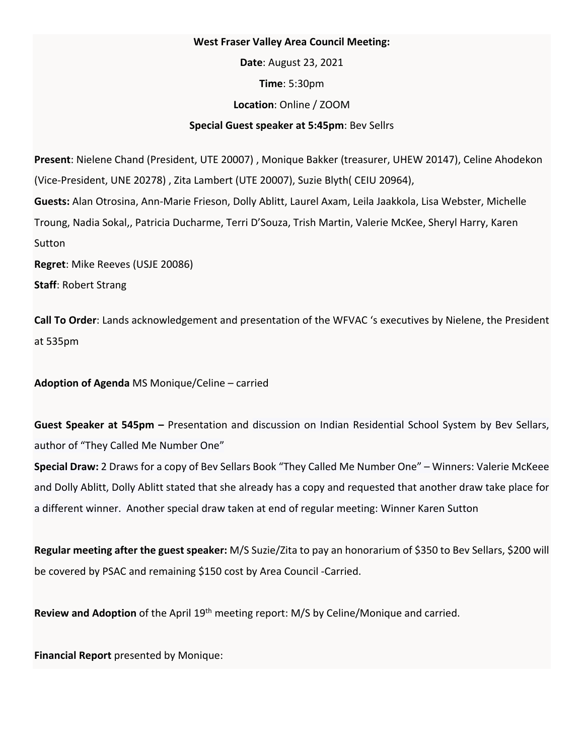**West Fraser Valley Area Council Meeting:**

**Date**: August 23, 2021

**Time**: 5:30pm

**Location**: Online / ZOOM

**Special Guest speaker at 5:45pm**: Bev Sellrs

**Present**: Nielene Chand (President, UTE 20007) , Monique Bakker (treasurer, UHEW 20147), Celine Ahodekon (Vice-President, UNE 20278) , Zita Lambert (UTE 20007), Suzie Blyth( CEIU 20964),

**Guests:** Alan Otrosina, Ann-Marie Frieson, Dolly Ablitt, Laurel Axam, Leila Jaakkola, Lisa Webster, Michelle Troung, Nadia Sokal,, Patricia Ducharme, Terri D'Souza, Trish Martin, Valerie McKee, Sheryl Harry, Karen Sutton

**Regret**: Mike Reeves (USJE 20086)

**Staff**: Robert Strang

**Call To Order**: Lands acknowledgement and presentation of the WFVAC 's executives by Nielene, the President at 535pm

**Adoption of Agenda** MS Monique/Celine – carried

**Guest Speaker at 545pm –** Presentation and discussion on Indian Residential School System by Bev Sellars, author of "They Called Me Number One"

**Special Draw:** 2 Draws for a copy of Bev Sellars Book "They Called Me Number One" – Winners: Valerie McKeee and Dolly Ablitt, Dolly Ablitt stated that she already has a copy and requested that another draw take place for a different winner. Another special draw taken at end of regular meeting: Winner Karen Sutton

**Regular meeting after the guest speaker:** M/S Suzie/Zita to pay an honorarium of $350 to Bev Sellars, $200 will be covered by PSAC and remaining $150 cost by Area Council -Carried.

**Review and Adoption** of the April 19th meeting report: M/S by Celine/Monique and carried.

**Financial Report** presented by Monique: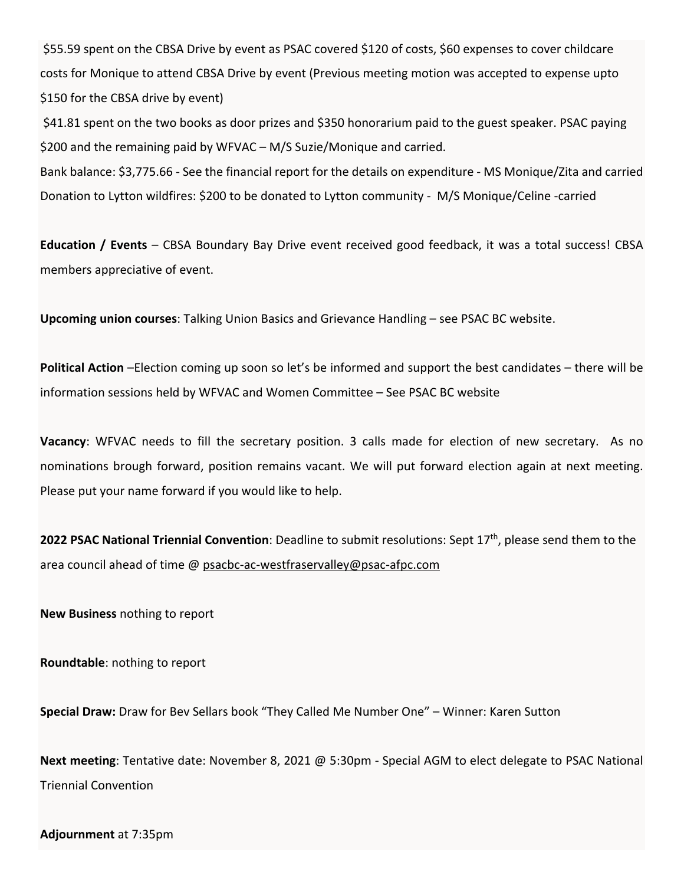$55.59 spent on the CBSA Drive by event as PSAC covered $120 of costs, $60 expenses to cover childcare costs for Monique to attend CBSA Drive by event (Previous meeting motion was accepted to expense upto $150 for the CBSA drive by event)

$41.81 spent on the two books as door prizes and $350 honorarium paid to the guest speaker. PSAC paying $200 and the remaining paid by WFVAC – M/S Suzie/Monique and carried.

Bank balance: $3,775.66 - See the financial report for the details on expenditure - MS Monique/Zita and carried

Donation to Lytton wildfires: $200 to be donated to Lytton community - M/S Monique/Celine -carried

**Education / Events** – CBSA Boundary Bay Drive event received good feedback, it was a total success! CBSA members appreciative of event.

**Upcoming union courses**: Talking Union Basics and Grievance Handling – see PSAC BC website.

**Political Action** –Election coming up soon so let's be informed and support the best candidates – there will be information sessions held by WFVAC and Women Committee – See PSAC BC website

**Vacancy**: WFVAC needs to fill the secretary position. 3 calls made for election of new secretary. As no nominations brough forward, position remains vacant. We will put forward election again at next meeting. Please put your name forward if you would like to help.

**2022 PSAC National Triennial Convention**: Deadline to submit resolutions: Sept 17th, please send them to the area council ahead of time @ psacbc-ac-westfraservalley@psac-afpc.com

**New Business** nothing to report

**Roundtable**: nothing to report

**Special Draw:** Draw for Bev Sellars book "They Called Me Number One" – Winner: Karen Sutton

**Next meeting**: Tentative date: November 8, 2021 @ 5:30pm - Special AGM to elect delegate to PSAC National Triennial Convention

**Adjournment** at 7:35pm